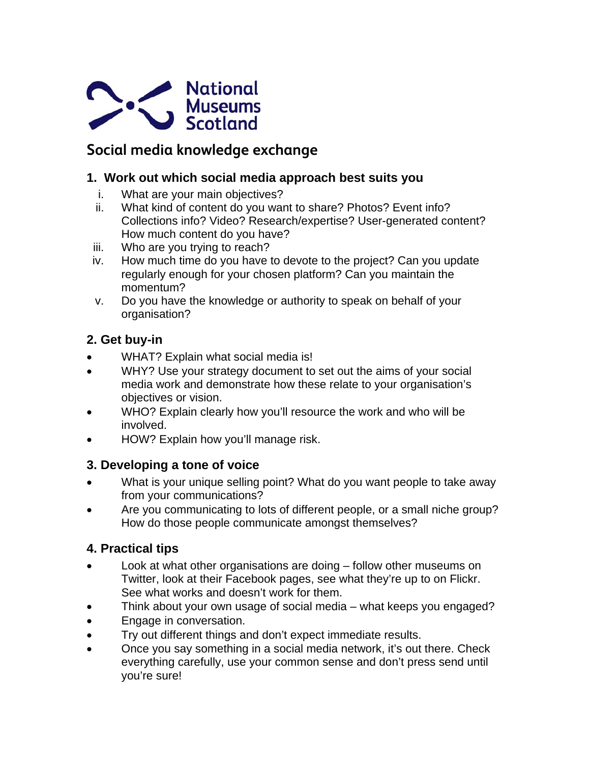National Museums Scotland

# Social media knowledge exchange

## 1. Work out which social media approach best suits you

i. What are your main objectives?
ii. What kind of content do you want to share? Photos? Event info? Collections info? Video? Research/expertise? User-generated content? How much content do you have?
iii. Who are you trying to reach?
iv. How much time do you have to devote to the project? Can you update regularly enough for your chosen platform? Can you maintain the momentum?
v. Do you have the knowledge or authority to speak on behalf of your organisation?

## 2. Get buy-in

- WHAT? Explain what social media is!
- WHY? Use your strategy document to set out the aims of your social media work and demonstrate how these relate to your organisation's objectives or vision.
- WHO? Explain clearly how you'll resource the work and who will be involved.
- HOW? Explain how you'll manage risk.

## 3. Developing a tone of voice

- What is your unique selling point? What do you want people to take away from your communications?
- Are you communicating to lots of different people, or a small niche group? How do those people communicate amongst themselves?

## 4. Practical tips

- Look at what other organisations are doing – follow other museums on Twitter, look at their Facebook pages, see what they're up to on Flickr. See what works and doesn't work for them.
- Think about your own usage of social media – what keeps you engaged?
- Engage in conversation.
- Try out different things and don't expect immediate results.
- Once you say something in a social media network, it's out there. Check everything carefully, use your common sense and don't press send until you're sure!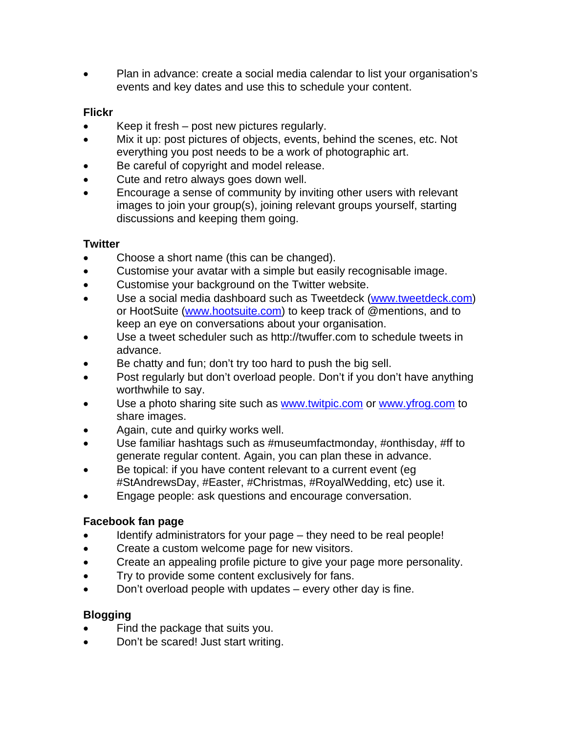- Plan in advance: create a social media calendar to list your organisation's events and key dates and use this to schedule your content.

**Flickr**

- Keep it fresh – post new pictures regularly.
- Mix it up: post pictures of objects, events, behind the scenes, etc. Not everything you post needs to be a work of photographic art.
- Be careful of copyright and model release.
- Cute and retro always goes down well.
- Encourage a sense of community by inviting other users with relevant images to join your group(s), joining relevant groups yourself, starting discussions and keeping them going.

**Twitter**

- Choose a short name (this can be changed).
- Customise your avatar with a simple but easily recognisable image.
- Customise your background on the Twitter website.
- Use a social media dashboard such as Tweetdeck (www.tweetdeck.com) or HootSuite (www.hootsuite.com) to keep track of @mentions, and to keep an eye on conversations about your organisation.
- Use a tweet scheduler such as http://twuffer.com to schedule tweets in advance.
- Be chatty and fun; don't try too hard to push the big sell.
- Post regularly but don't overload people. Don't if you don't have anything worthwhile to say.
- Use a photo sharing site such as www.twitpic.com or www.yfrog.com to share images.
- Again, cute and quirky works well.
- Use familiar hashtags such as #museumfactmonday, #onthisday, #ff to generate regular content. Again, you can plan these in advance.
- Be topical: if you have content relevant to a current event (eg #StAndrewsDay, #Easter, #Christmas, #RoyalWedding, etc) use it.
- Engage people: ask questions and encourage conversation.

**Facebook fan page**

- Identify administrators for your page – they need to be real people!
- Create a custom welcome page for new visitors.
- Create an appealing profile picture to give your page more personality.
- Try to provide some content exclusively for fans.
- Don't overload people with updates – every other day is fine.

**Blogging**

- Find the package that suits you.
- Don't be scared! Just start writing.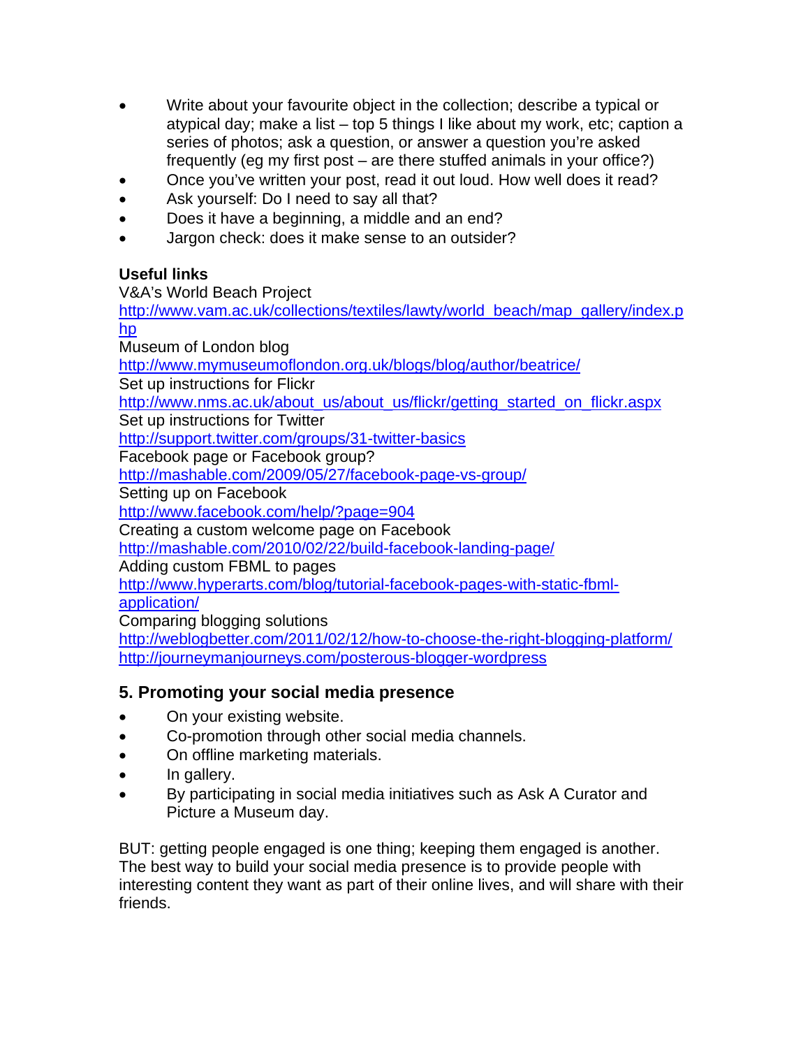- Write about your favourite object in the collection; describe a typical or atypical day; make a list – top 5 things I like about my work, etc; caption a series of photos; ask a question, or answer a question you're asked frequently (eg my first post – are there stuffed animals in your office?)
- Once you've written your post, read it out loud. How well does it read?
- Ask yourself: Do I need to say all that?
- Does it have a beginning, a middle and an end?
- Jargon check: does it make sense to an outsider?

**Useful links**

V&A's World Beach Project
http://www.vam.ac.uk/collections/textiles/lawty/world_beach/map_gallery/index.php

Museum of London blog
http://www.mymuseumoflondon.org.uk/blogs/blog/author/beatrice/

Set up instructions for Flickr
http://www.nms.ac.uk/about_us/about_us/flickr/getting_started_on_flickr.aspx

Set up instructions for Twitter
http://support.twitter.com/groups/31-twitter-basics

Facebook page or Facebook group?
http://mashable.com/2009/05/27/facebook-page-vs-group/

Setting up on Facebook
http://www.facebook.com/help/?page=904

Creating a custom welcome page on Facebook
http://mashable.com/2010/02/22/build-facebook-landing-page/

Adding custom FBML to pages
http://www.hyperarts.com/blog/tutorial-facebook-pages-with-static-fbml-application/

Comparing blogging solutions
http://weblogbetter.com/2011/02/12/how-to-choose-the-right-blogging-platform/
http://journeymanjourneys.com/posterous-blogger-wordpress

## 5. Promoting your social media presence

- On your existing website.
- Co-promotion through other social media channels.
- On offline marketing materials.
- In gallery.
- By participating in social media initiatives such as Ask A Curator and Picture a Museum day.

BUT: getting people engaged is one thing; keeping them engaged is another. The best way to build your social media presence is to provide people with interesting content they want as part of their online lives, and will share with their friends.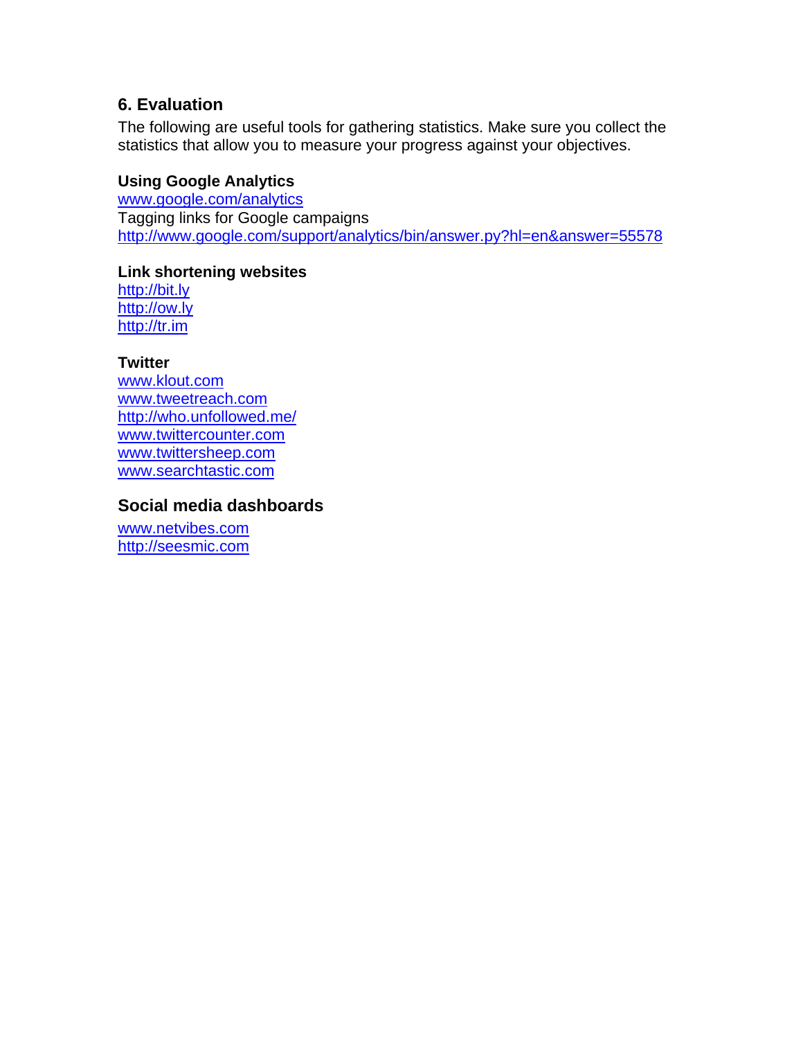## 6. Evaluation

The following are useful tools for gathering statistics. Make sure you collect the statistics that allow you to measure your progress against your objectives.

### Using Google Analytics

www.google.com/analytics  
Tagging links for Google campaigns  
http://www.google.com/support/analytics/bin/answer.py?hl=en&answer=55578

### Link shortening websites

http://bit.ly  
http://ow.ly  
http://tr.im

### Twitter

www.klout.com  
www.tweetreach.com  
http://who.unfollowed.me/  
www.twittercounter.com  
www.twittersheep.com  
www.searchtastic.com

### Social media dashboards

www.netvibes.com  
http://seesmic.com